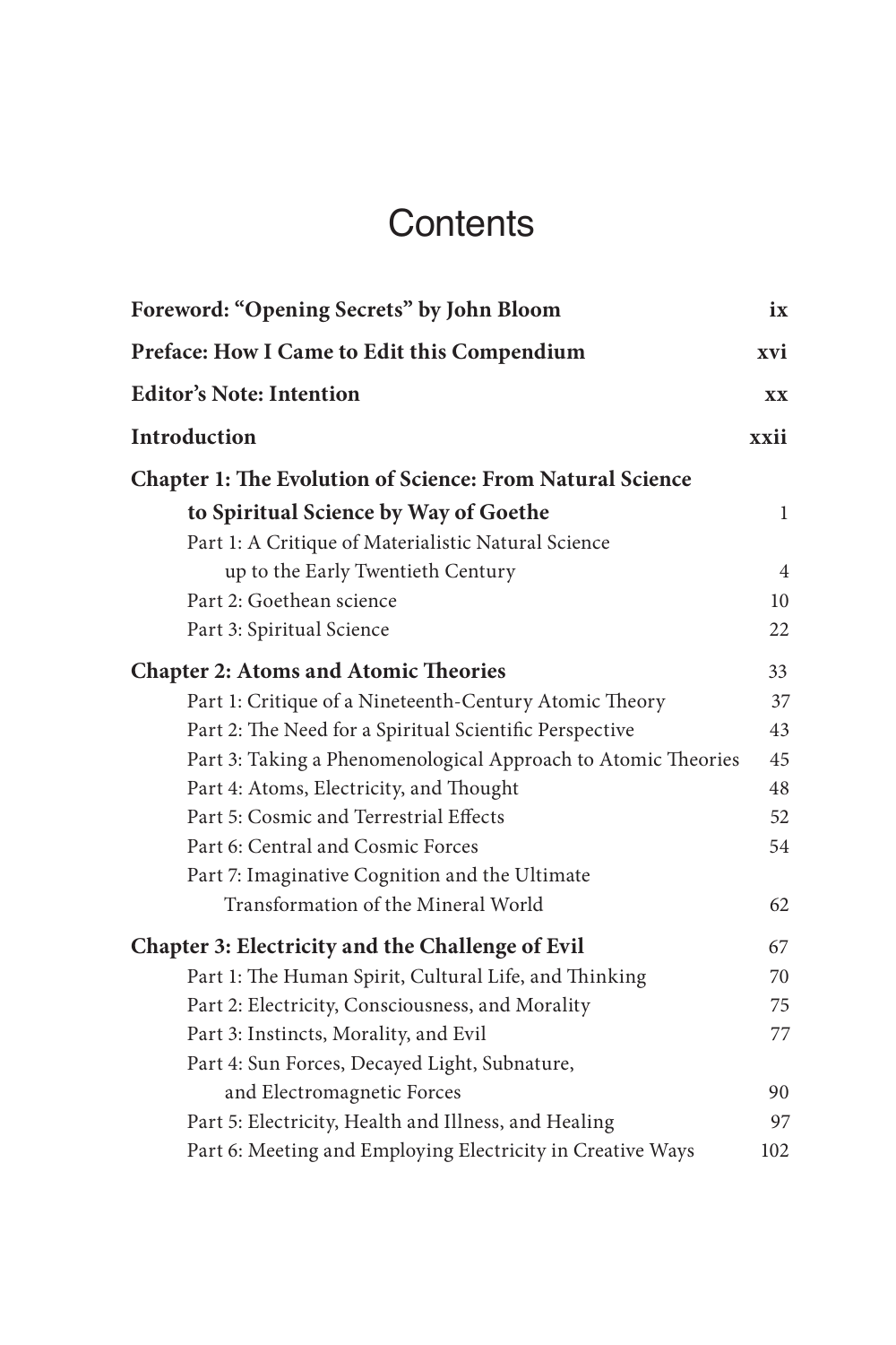# Contents

| | |
|---|---|
| **Foreword: "Opening Secrets" by John Bloom** | **ix** |
| **Preface: How I Came to Edit this Compendium** | **xvi** |
| **Editor's Note: Intention** | **xx** |
| **Introduction** | **xxii** |
| **Chapter 1: The Evolution of Science: From Natural Science to Spiritual Science by Way of Goethe** | 1 |
| Part 1: A Critique of Materialistic Natural Science up to the Early Twentieth Century | 4 |
| Part 2: Goethean science | 10 |
| Part 3: Spiritual Science | 22 |
| **Chapter 2: Atoms and Atomic Theories** | 33 |
| Part 1: Critique of a Nineteenth-Century Atomic Theory | 37 |
| Part 2: The Need for a Spiritual Scientific Perspective | 43 |
| Part 3: Taking a Phenomenological Approach to Atomic Theories | 45 |
| Part 4: Atoms, Electricity, and Thought | 48 |
| Part 5: Cosmic and Terrestrial Effects | 52 |
| Part 6: Central and Cosmic Forces | 54 |
| Part 7: Imaginative Cognition and the Ultimate Transformation of the Mineral World | 62 |
| **Chapter 3: Electricity and the Challenge of Evil** | 67 |
| Part 1: The Human Spirit, Cultural Life, and Thinking | 70 |
| Part 2: Electricity, Consciousness, and Morality | 75 |
| Part 3: Instincts, Morality, and Evil | 77 |
| Part 4: Sun Forces, Decayed Light, Subnature, and Electromagnetic Forces | 90 |
| Part 5: Electricity, Health and Illness, and Healing | 97 |
| Part 6: Meeting and Employing Electricity in Creative Ways | 102 |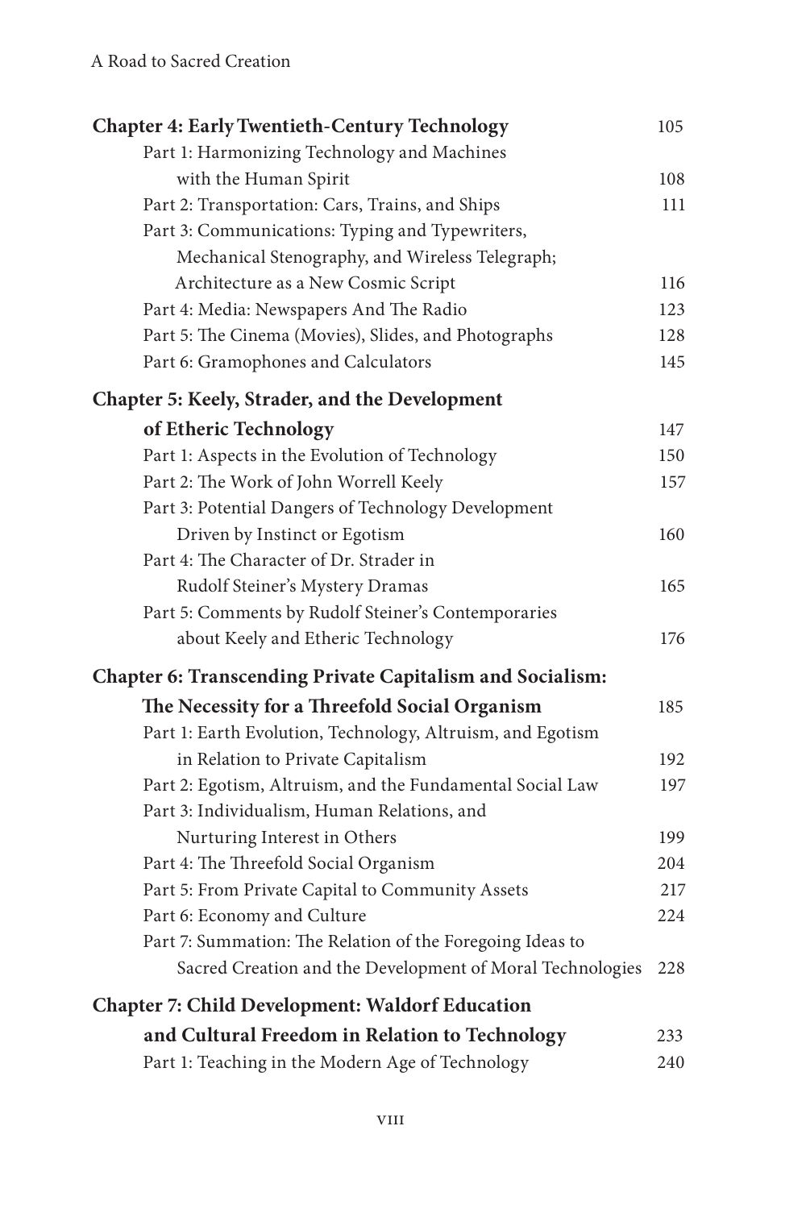| | |
|---|---|
| **Chapter 4: Early Twentieth-Century Technology** | 105 |
| Part 1: Harmonizing Technology and Machines with the Human Spirit | 108 |
| Part 2: Transportation: Cars, Trains, and Ships | 111 |
| Part 3: Communications: Typing and Typewriters, Mechanical Stenography, and Wireless Telegraph; Architecture as a New Cosmic Script | 116 |
| Part 4: Media: Newspapers And The Radio | 123 |
| Part 5: The Cinema (Movies), Slides, and Photographs | 128 |
| Part 6: Gramophones and Calculators | 145 |
| **Chapter 5: Keely, Strader, and the Development of Etheric Technology** | 147 |
| Part 1: Aspects in the Evolution of Technology | 150 |
| Part 2: The Work of John Worrell Keely | 157 |
| Part 3: Potential Dangers of Technology Development Driven by Instinct or Egotism | 160 |
| Part 4: The Character of Dr. Strader in Rudolf Steiner's Mystery Dramas | 165 |
| Part 5: Comments by Rudolf Steiner's Contemporaries about Keely and Etheric Technology | 176 |
| **Chapter 6: Transcending Private Capitalism and Socialism: The Necessity for a Threefold Social Organism** | 185 |
| Part 1: Earth Evolution, Technology, Altruism, and Egotism in Relation to Private Capitalism | 192 |
| Part 2: Egotism, Altruism, and the Fundamental Social Law | 197 |
| Part 3: Individualism, Human Relations, and Nurturing Interest in Others | 199 |
| Part 4: The Threefold Social Organism | 204 |
| Part 5: From Private Capital to Community Assets | 217 |
| Part 6: Economy and Culture | 224 |
| Part 7: Summation: The Relation of the Foregoing Ideas to Sacred Creation and the Development of Moral Technologies | 228 |
| **Chapter 7: Child Development: Waldorf Education and Cultural Freedom in Relation to Technology** | 233 |
| Part 1: Teaching in the Modern Age of Technology | 240 |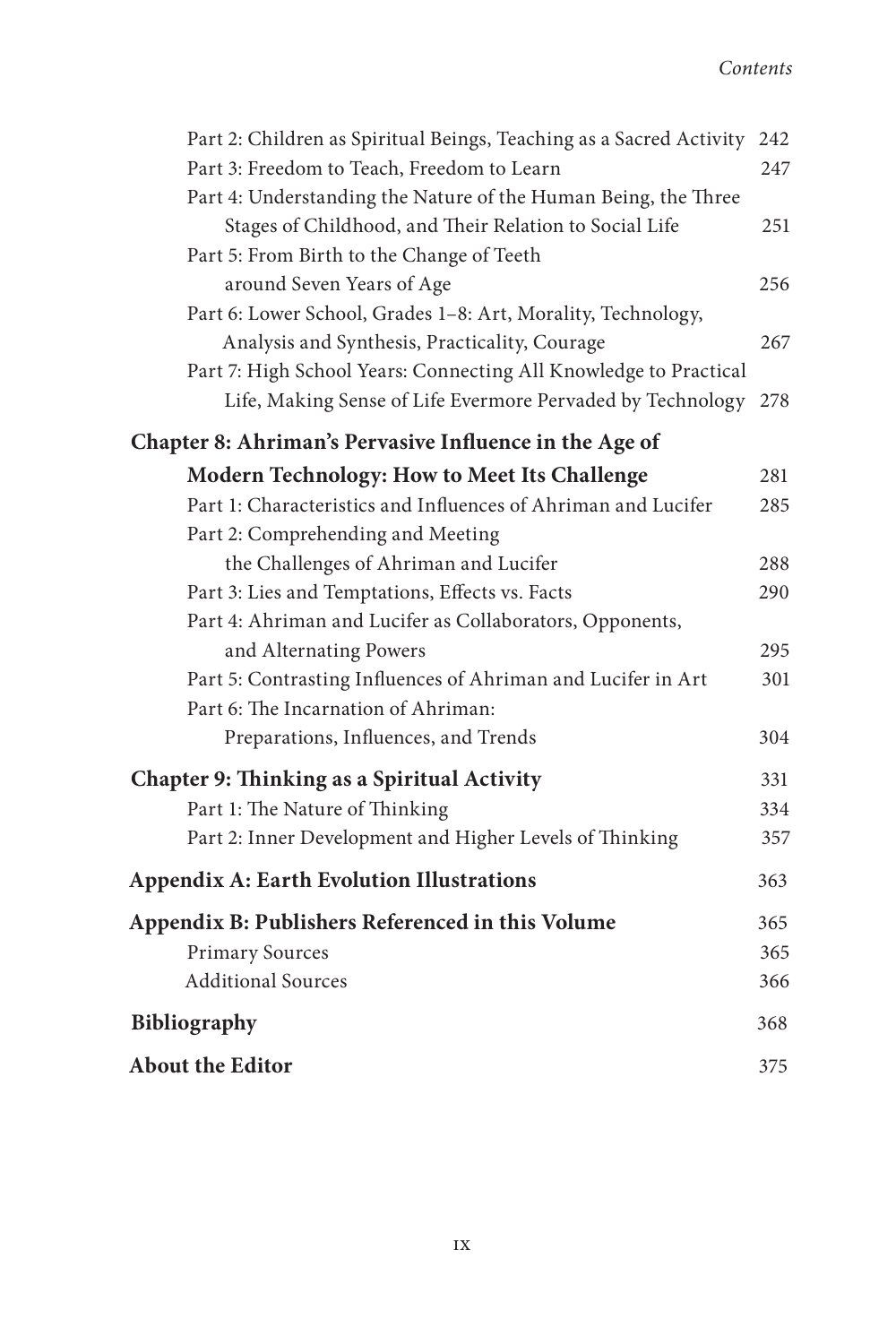- Part 2: Children as Spiritual Beings, Teaching as a Sacred Activity 242
- Part 3: Freedom to Teach, Freedom to Learn 247
- Part 4: Understanding the Nature of the Human Being, the Three Stages of Childhood, and Their Relation to Social Life 251
- Part 5: From Birth to the Change of Teeth around Seven Years of Age 256
- Part 6: Lower School, Grades 1–8: Art, Morality, Technology, Analysis and Synthesis, Practicality, Courage 267
- Part 7: High School Years: Connecting All Knowledge to Practical Life, Making Sense of Life Evermore Pervaded by Technology 278

**Chapter 8: Ahriman's Pervasive Influence in the Age of Modern Technology: How to Meet Its Challenge** 281

- Part 1: Characteristics and Influences of Ahriman and Lucifer 285
- Part 2: Comprehending and Meeting the Challenges of Ahriman and Lucifer 288
- Part 3: Lies and Temptations, Effects vs. Facts 290
- Part 4: Ahriman and Lucifer as Collaborators, Opponents, and Alternating Powers 295
- Part 5: Contrasting Influences of Ahriman and Lucifer in Art 301
- Part 6: The Incarnation of Ahriman: Preparations, Influences, and Trends 304

**Chapter 9: Thinking as a Spiritual Activity** 331

- Part 1: The Nature of Thinking 334
- Part 2: Inner Development and Higher Levels of Thinking 357

**Appendix A: Earth Evolution Illustrations** 363

**Appendix B: Publishers Referenced in this Volume** 365

- Primary Sources 365
- Additional Sources 366

**Bibliography** 368

**About the Editor** 375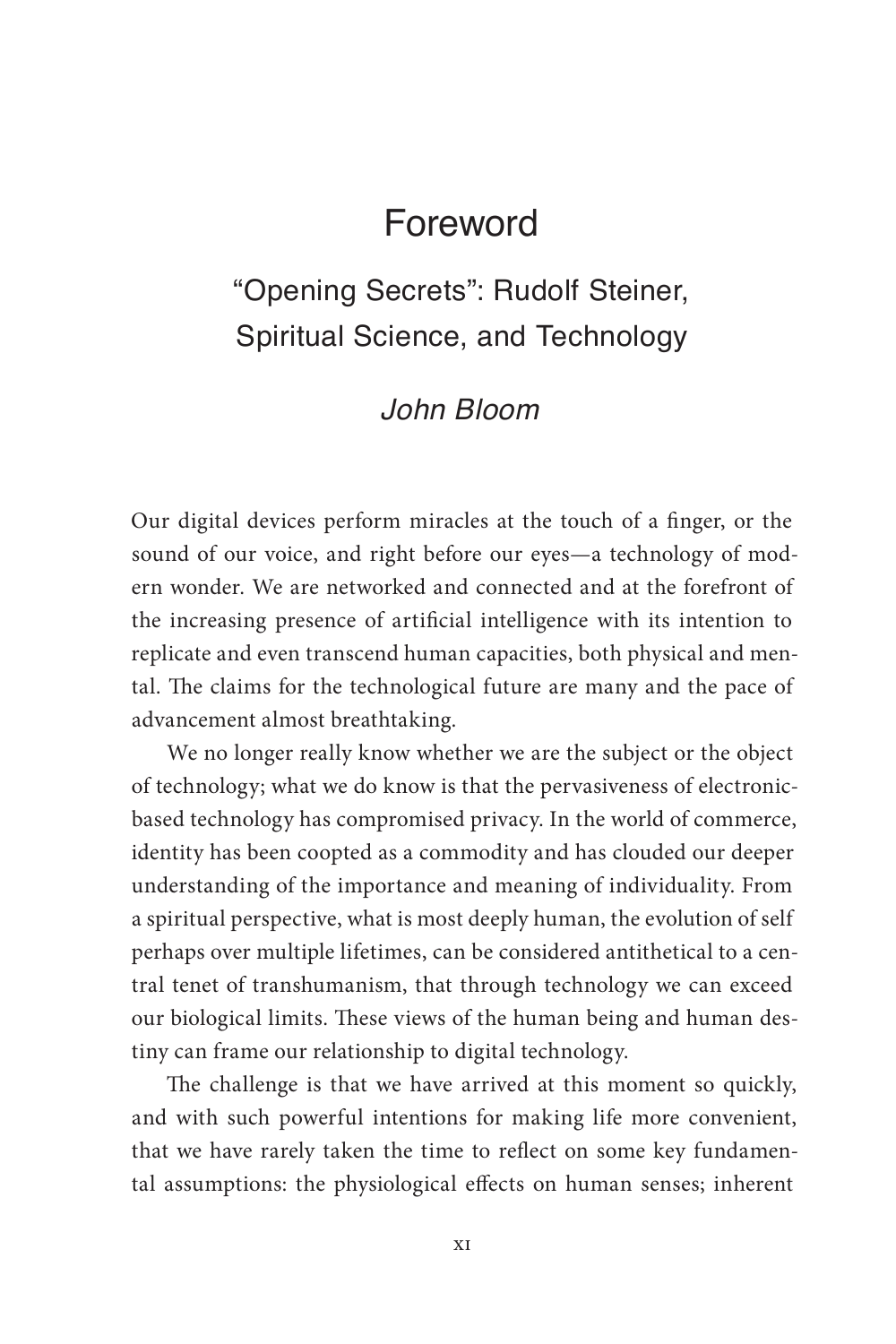# Foreword

## "Opening Secrets": Rudolf Steiner, Spiritual Science, and Technology

### *John Bloom*

Our digital devices perform miracles at the touch of a finger, or the sound of our voice, and right before our eyes—a technology of modern wonder. We are networked and connected and at the forefront of the increasing presence of artificial intelligence with its intention to replicate and even transcend human capacities, both physical and mental. The claims for the technological future are many and the pace of advancement almost breathtaking.

We no longer really know whether we are the subject or the object of technology; what we do know is that the pervasiveness of electronic-based technology has compromised privacy. In the world of commerce, identity has been coopted as a commodity and has clouded our deeper understanding of the importance and meaning of individuality. From a spiritual perspective, what is most deeply human, the evolution of self perhaps over multiple lifetimes, can be considered antithetical to a central tenet of transhumanism, that through technology we can exceed our biological limits. These views of the human being and human destiny can frame our relationship to digital technology.

The challenge is that we have arrived at this moment so quickly, and with such powerful intentions for making life more convenient, that we have rarely taken the time to reflect on some key fundamental assumptions: the physiological effects on human senses; inherent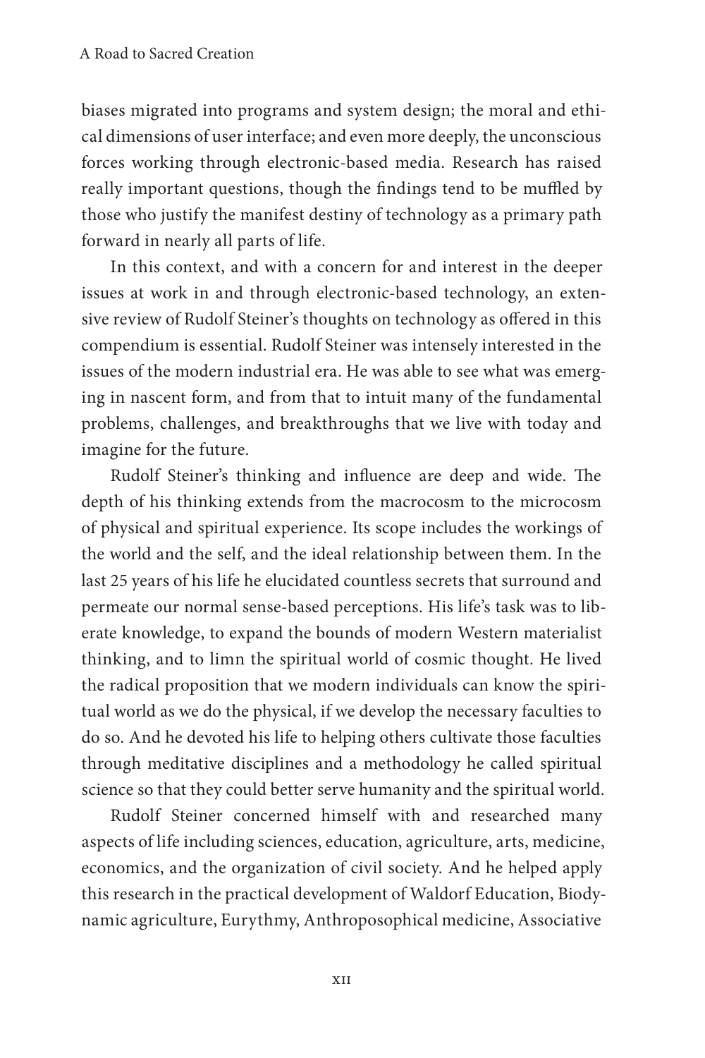biases migrated into programs and system design; the moral and ethical dimensions of user interface; and even more deeply, the unconscious forces working through electronic-based media. Research has raised really important questions, though the findings tend to be muffled by those who justify the manifest destiny of technology as a primary path forward in nearly all parts of life.

In this context, and with a concern for and interest in the deeper issues at work in and through electronic-based technology, an extensive review of Rudolf Steiner's thoughts on technology as offered in this compendium is essential. Rudolf Steiner was intensely interested in the issues of the modern industrial era. He was able to see what was emerging in nascent form, and from that to intuit many of the fundamental problems, challenges, and breakthroughs that we live with today and imagine for the future.

Rudolf Steiner's thinking and influence are deep and wide. The depth of his thinking extends from the macrocosm to the microcosm of physical and spiritual experience. Its scope includes the workings of the world and the self, and the ideal relationship between them. In the last 25 years of his life he elucidated countless secrets that surround and permeate our normal sense-based perceptions. His life's task was to liberate knowledge, to expand the bounds of modern Western materialist thinking, and to limn the spiritual world of cosmic thought. He lived the radical proposition that we modern individuals can know the spiritual world as we do the physical, if we develop the necessary faculties to do so. And he devoted his life to helping others cultivate those faculties through meditative disciplines and a methodology he called spiritual science so that they could better serve humanity and the spiritual world.

Rudolf Steiner concerned himself with and researched many aspects of life including sciences, education, agriculture, arts, medicine, economics, and the organization of civil society. And he helped apply this research in the practical development of Waldorf Education, Biodynamic agriculture, Eurythmy, Anthroposophical medicine, Associative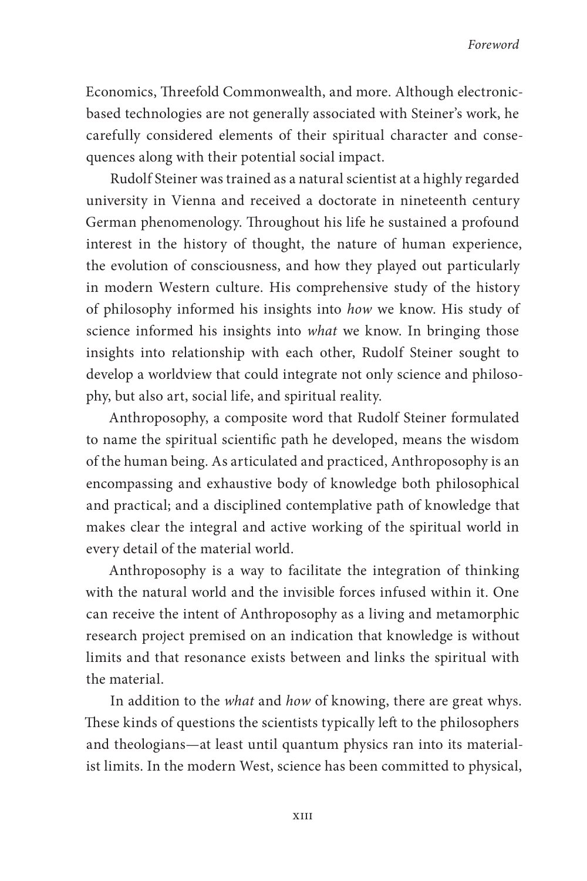Economics, Threefold Commonwealth, and more. Although electronic-based technologies are not generally associated with Steiner's work, he carefully considered elements of their spiritual character and consequences along with their potential social impact.

Rudolf Steiner was trained as a natural scientist at a highly regarded university in Vienna and received a doctorate in nineteenth century German phenomenology. Throughout his life he sustained a profound interest in the history of thought, the nature of human experience, the evolution of consciousness, and how they played out particularly in modern Western culture. His comprehensive study of the history of philosophy informed his insights into *how* we know. His study of science informed his insights into *what* we know. In bringing those insights into relationship with each other, Rudolf Steiner sought to develop a worldview that could integrate not only science and philosophy, but also art, social life, and spiritual reality.

Anthroposophy, a composite word that Rudolf Steiner formulated to name the spiritual scientific path he developed, means the wisdom of the human being. As articulated and practiced, Anthroposophy is an encompassing and exhaustive body of knowledge both philosophical and practical; and a disciplined contemplative path of knowledge that makes clear the integral and active working of the spiritual world in every detail of the material world.

Anthroposophy is a way to facilitate the integration of thinking with the natural world and the invisible forces infused within it. One can receive the intent of Anthroposophy as a living and metamorphic research project premised on an indication that knowledge is without limits and that resonance exists between and links the spiritual with the material.

In addition to the *what* and *how* of knowing, there are great whys. These kinds of questions the scientists typically left to the philosophers and theologians—at least until quantum physics ran into its materialist limits. In the modern West, science has been committed to physical,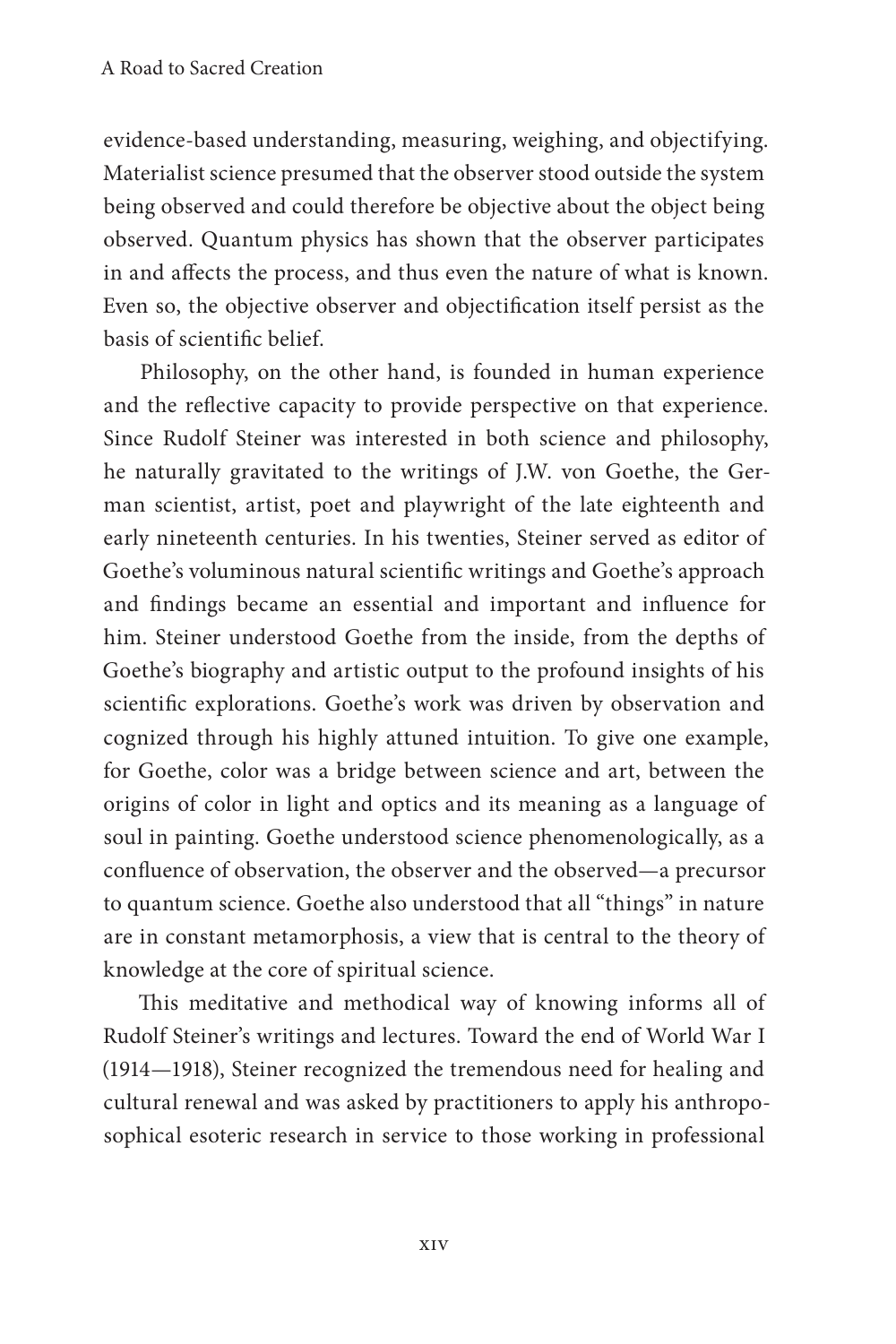evidence-based understanding, measuring, weighing, and objectifying. Materialist science presumed that the observer stood outside the system being observed and could therefore be objective about the object being observed. Quantum physics has shown that the observer participates in and affects the process, and thus even the nature of what is known. Even so, the objective observer and objectification itself persist as the basis of scientific belief.

Philosophy, on the other hand, is founded in human experience and the reflective capacity to provide perspective on that experience. Since Rudolf Steiner was interested in both science and philosophy, he naturally gravitated to the writings of J.W. von Goethe, the German scientist, artist, poet and playwright of the late eighteenth and early nineteenth centuries. In his twenties, Steiner served as editor of Goethe's voluminous natural scientific writings and Goethe's approach and findings became an essential and important and influence for him. Steiner understood Goethe from the inside, from the depths of Goethe's biography and artistic output to the profound insights of his scientific explorations. Goethe's work was driven by observation and cognized through his highly attuned intuition. To give one example, for Goethe, color was a bridge between science and art, between the origins of color in light and optics and its meaning as a language of soul in painting. Goethe understood science phenomenologically, as a confluence of observation, the observer and the observed—a precursor to quantum science. Goethe also understood that all "things" in nature are in constant metamorphosis, a view that is central to the theory of knowledge at the core of spiritual science.

This meditative and methodical way of knowing informs all of Rudolf Steiner's writings and lectures. Toward the end of World War I (1914—1918), Steiner recognized the tremendous need for healing and cultural renewal and was asked by practitioners to apply his anthroposophical esoteric research in service to those working in professional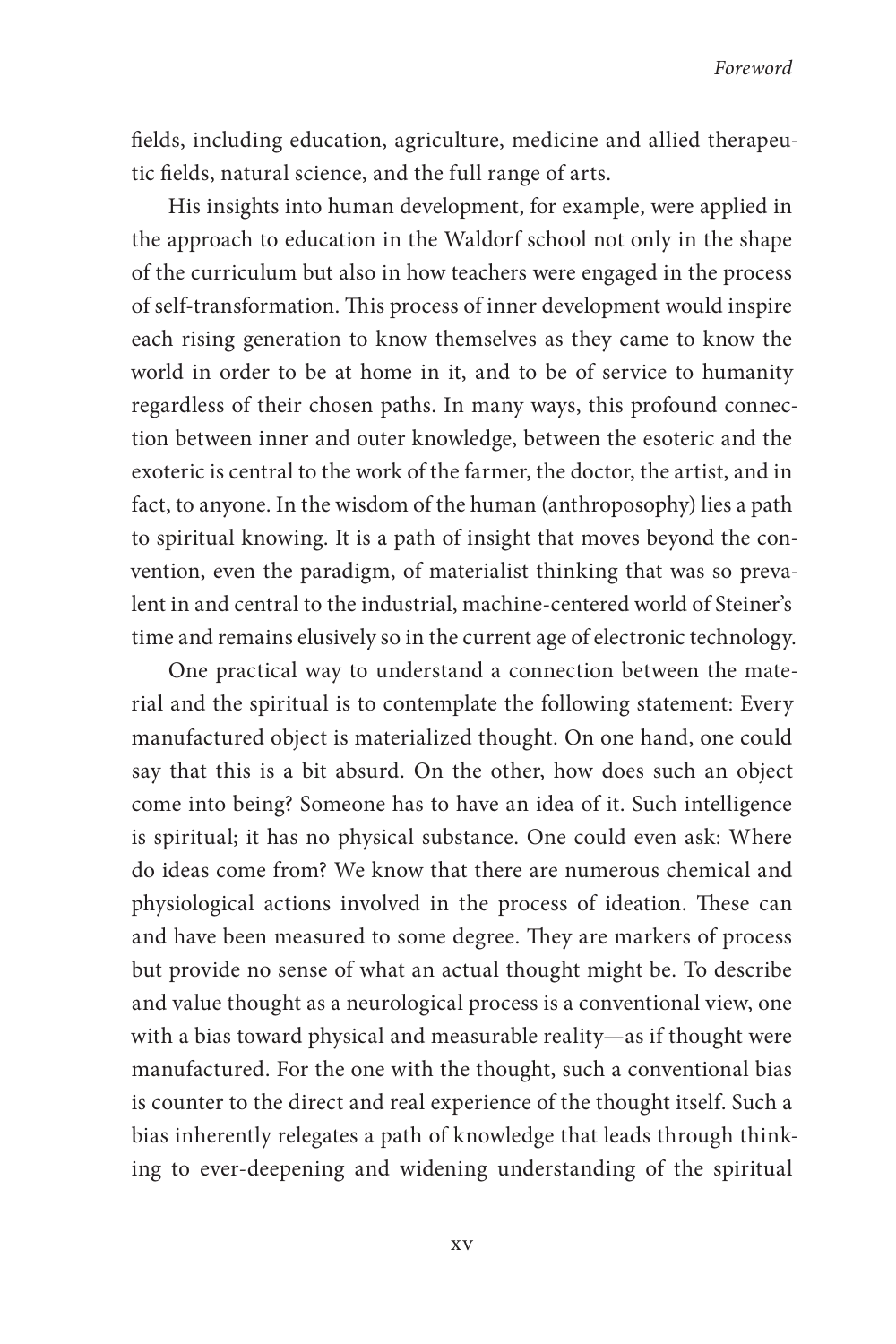fields, including education, agriculture, medicine and allied therapeutic fields, natural science, and the full range of arts.

His insights into human development, for example, were applied in the approach to education in the Waldorf school not only in the shape of the curriculum but also in how teachers were engaged in the process of self-transformation. This process of inner development would inspire each rising generation to know themselves as they came to know the world in order to be at home in it, and to be of service to humanity regardless of their chosen paths. In many ways, this profound connection between inner and outer knowledge, between the esoteric and the exoteric is central to the work of the farmer, the doctor, the artist, and in fact, to anyone. In the wisdom of the human (anthroposophy) lies a path to spiritual knowing. It is a path of insight that moves beyond the convention, even the paradigm, of materialist thinking that was so prevalent in and central to the industrial, machine-centered world of Steiner's time and remains elusively so in the current age of electronic technology.

One practical way to understand a connection between the material and the spiritual is to contemplate the following statement: Every manufactured object is materialized thought. On one hand, one could say that this is a bit absurd. On the other, how does such an object come into being? Someone has to have an idea of it. Such intelligence is spiritual; it has no physical substance. One could even ask: Where do ideas come from? We know that there are numerous chemical and physiological actions involved in the process of ideation. These can and have been measured to some degree. They are markers of process but provide no sense of what an actual thought might be. To describe and value thought as a neurological process is a conventional view, one with a bias toward physical and measurable reality—as if thought were manufactured. For the one with the thought, such a conventional bias is counter to the direct and real experience of the thought itself. Such a bias inherently relegates a path of knowledge that leads through thinking to ever-deepening and widening understanding of the spiritual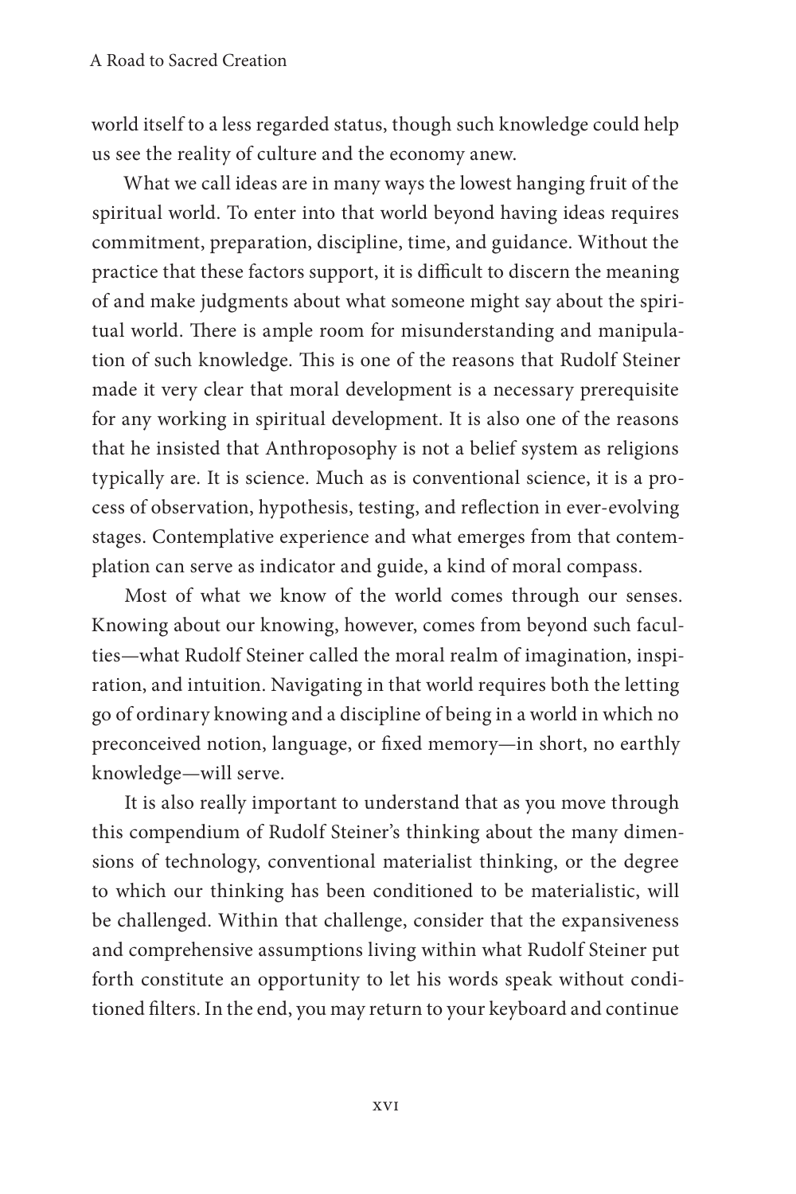world itself to a less regarded status, though such knowledge could help us see the reality of culture and the economy anew.

What we call ideas are in many ways the lowest hanging fruit of the spiritual world. To enter into that world beyond having ideas requires commitment, preparation, discipline, time, and guidance. Without the practice that these factors support, it is difficult to discern the meaning of and make judgments about what someone might say about the spiritual world. There is ample room for misunderstanding and manipulation of such knowledge. This is one of the reasons that Rudolf Steiner made it very clear that moral development is a necessary prerequisite for any working in spiritual development. It is also one of the reasons that he insisted that Anthroposophy is not a belief system as religions typically are. It is science. Much as is conventional science, it is a process of observation, hypothesis, testing, and reflection in ever-evolving stages. Contemplative experience and what emerges from that contemplation can serve as indicator and guide, a kind of moral compass.

Most of what we know of the world comes through our senses. Knowing about our knowing, however, comes from beyond such faculties—what Rudolf Steiner called the moral realm of imagination, inspiration, and intuition. Navigating in that world requires both the letting go of ordinary knowing and a discipline of being in a world in which no preconceived notion, language, or fixed memory—in short, no earthly knowledge—will serve.

It is also really important to understand that as you move through this compendium of Rudolf Steiner's thinking about the many dimensions of technology, conventional materialist thinking, or the degree to which our thinking has been conditioned to be materialistic, will be challenged. Within that challenge, consider that the expansiveness and comprehensive assumptions living within what Rudolf Steiner put forth constitute an opportunity to let his words speak without conditioned filters. In the end, you may return to your keyboard and continue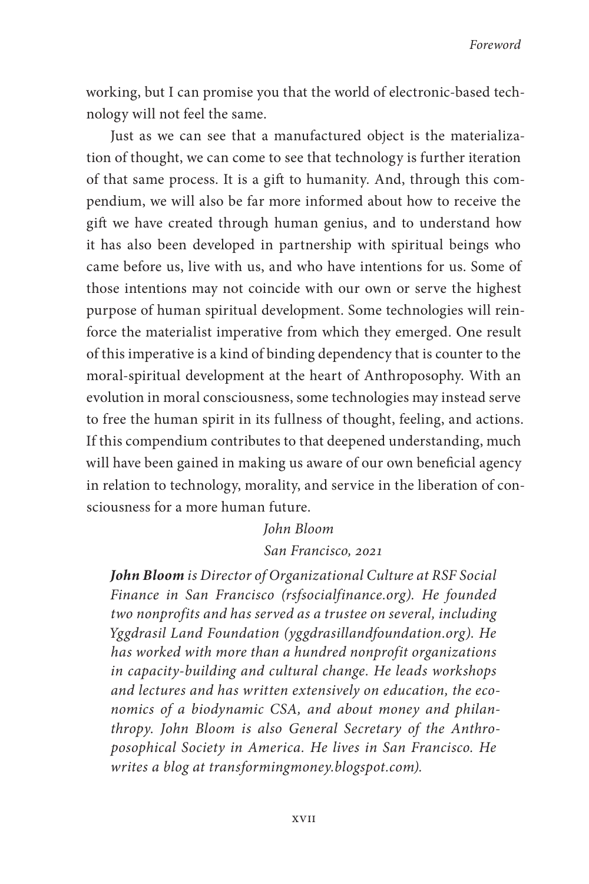working, but I can promise you that the world of electronic-based technology will not feel the same.

Just as we can see that a manufactured object is the materialization of thought, we can come to see that technology is further iteration of that same process. It is a gift to humanity. And, through this compendium, we will also be far more informed about how to receive the gift we have created through human genius, and to understand how it has also been developed in partnership with spiritual beings who came before us, live with us, and who have intentions for us. Some of those intentions may not coincide with our own or serve the highest purpose of human spiritual development. Some technologies will reinforce the materialist imperative from which they emerged. One result of this imperative is a kind of binding dependency that is counter to the moral-spiritual development at the heart of Anthroposophy. With an evolution in moral consciousness, some technologies may instead serve to free the human spirit in its fullness of thought, feeling, and actions. If this compendium contributes to that deepened understanding, much will have been gained in making us aware of our own beneficial agency in relation to technology, morality, and service in the liberation of consciousness for a more human future.

*John Bloom*
*San Francisco, 2021*

***John Bloom** is Director of Organizational Culture at RSF Social Finance in San Francisco (rsfsocialfinance.org). He founded two nonprofits and has served as a trustee on several, including Yggdrasil Land Foundation (yggdrasillandfoundation.org). He has worked with more than a hundred nonprofit organizations in capacity-building and cultural change. He leads workshops and lectures and has written extensively on education, the economics of a biodynamic CSA, and about money and philanthropy. John Bloom is also General Secretary of the Anthroposophical Society in America. He lives in San Francisco. He writes a blog at transformingmoney.blogspot.com).*